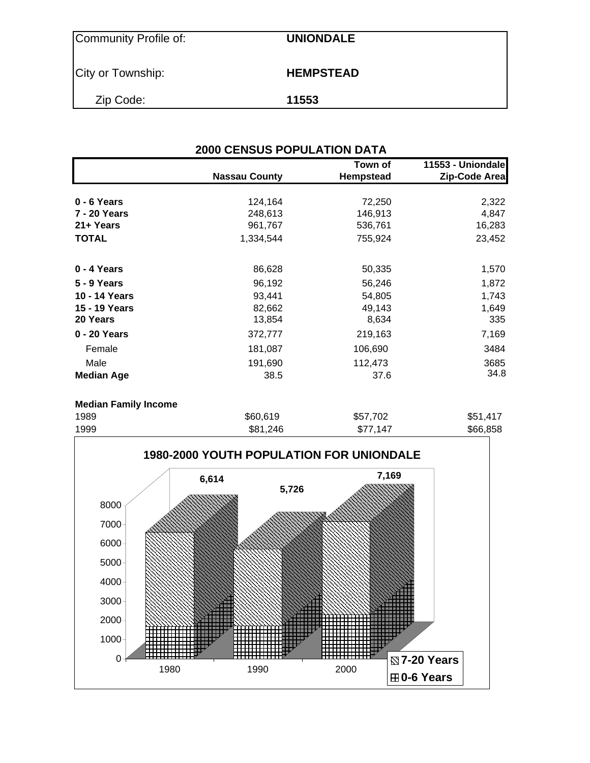| Community Profile of: | UNIONDALE |
|---|---|
| City or Township: | HEMPSTEAD |
| Zip Code: | 11553 |

## 2000 CENSUS POPULATION DATA

| | Nassau County | Town of Hempstead | 11553 - Uniondale Zip-Code Area |
|---|---|---|---|
| **0 - 6 Years** | 124,164 | 72,250 | 2,322 |
| **7 - 20 Years** | 248,613 | 146,913 | 4,847 |
| **21+ Years** | 961,767 | 536,761 | 16,283 |
| **TOTAL** | 1,334,544 | 755,924 | 23,452 |
| | | | |
| **0 - 4 Years** | 86,628 | 50,335 | 1,570 |
| **5 - 9 Years** | 96,192 | 56,246 | 1,872 |
| **10 - 14 Years** | 93,441 | 54,805 | 1,743 |
| **15 - 19 Years** | 82,662 | 49,143 | 1,649 |
| **20 Years** | 13,854 | 8,634 | 335 |
| **0 - 20 Years** | 372,777 | 219,163 | 7,169 |
| Female | 181,087 | 106,690 | 3484 |
| Male | 191,690 | 112,473 | 3685 |
| **Median Age** | 38.5 | 37.6 | 34.8 |
| | | | |
| **Median Family Income** | | | |
| 1989 | $60,619 | $57,702 | $51,417 |
| 1999 | $81,246 | $77,147 | $66,858 |

### 1980-2000 YOUTH POPULATION FOR UNIONDALE

| Year | Total (0-20 Years) |
|---|---|
| 1980 | 6,614 |
| 1990 | 5,726 |
| 2000 | 7,169 |

Legend: 7-20 Years; 0-6 Years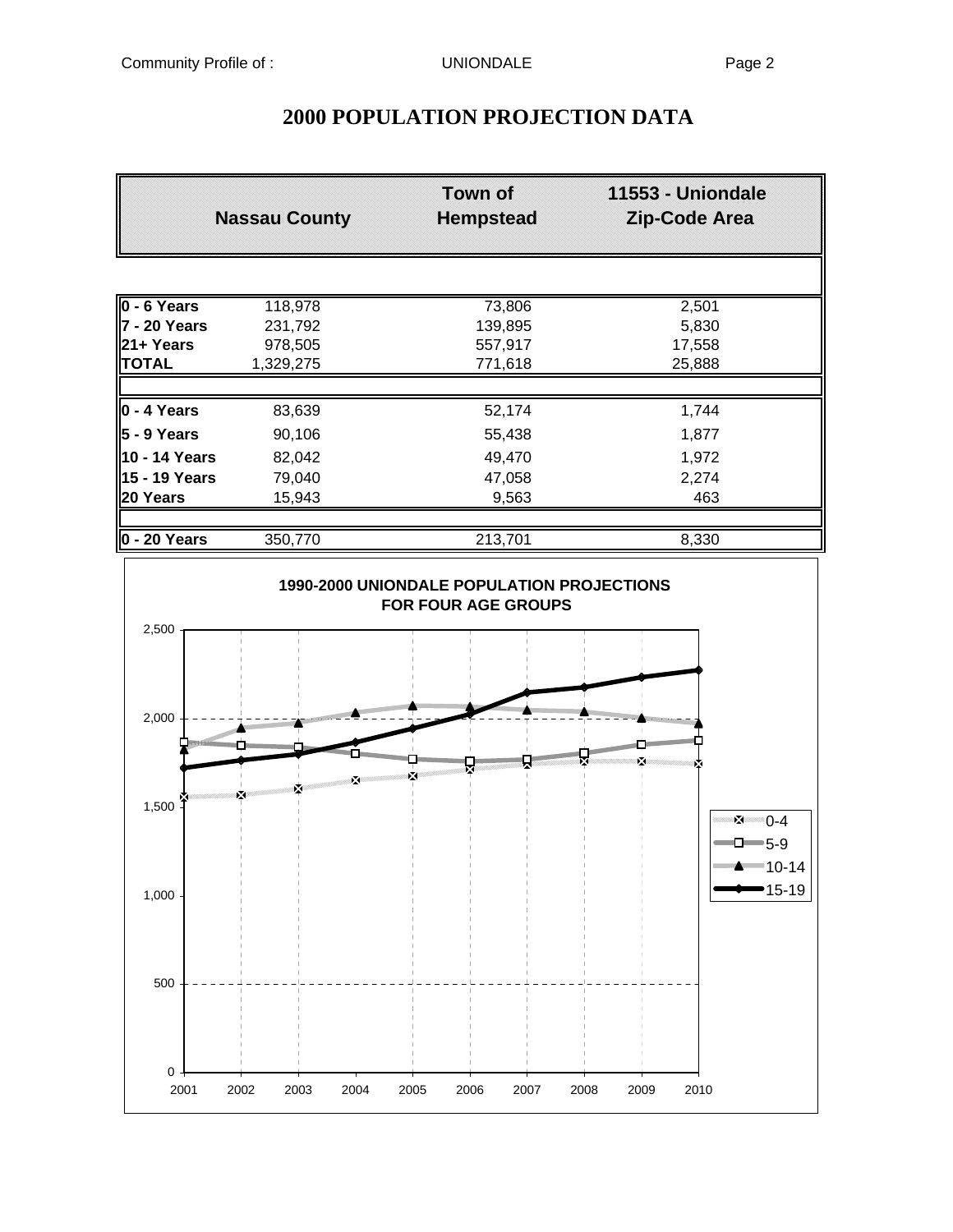# 2000 POPULATION PROJECTION DATA

| | Nassau County | Town of Hempstead | 11553 - Uniondale Zip-Code Area |
|---|---|---|---|
| **0 - 6 Years** | 118,978 | 73,806 | 2,501 |
| **7 - 20 Years** | 231,792 | 139,895 | 5,830 |
| **21+ Years** | 978,505 | 557,917 | 17,558 |
| **TOTAL** | 1,329,275 | 771,618 | 25,888 |
| | | | |
| **0 - 4 Years** | 83,639 | 52,174 | 1,744 |
| **5 - 9 Years** | 90,106 | 55,438 | 1,877 |
| **10 - 14 Years** | 82,042 | 49,470 | 1,972 |
| **15 - 19 Years** | 79,040 | 47,058 | 2,274 |
| **20 Years** | 15,943 | 9,563 | 463 |
| | | | |
| **0 - 20 Years** | 350,770 | 213,701 | 8,330 |

**1990-2000 UNIONDALE POPULATION PROJECTIONS FOR FOUR AGE GROUPS**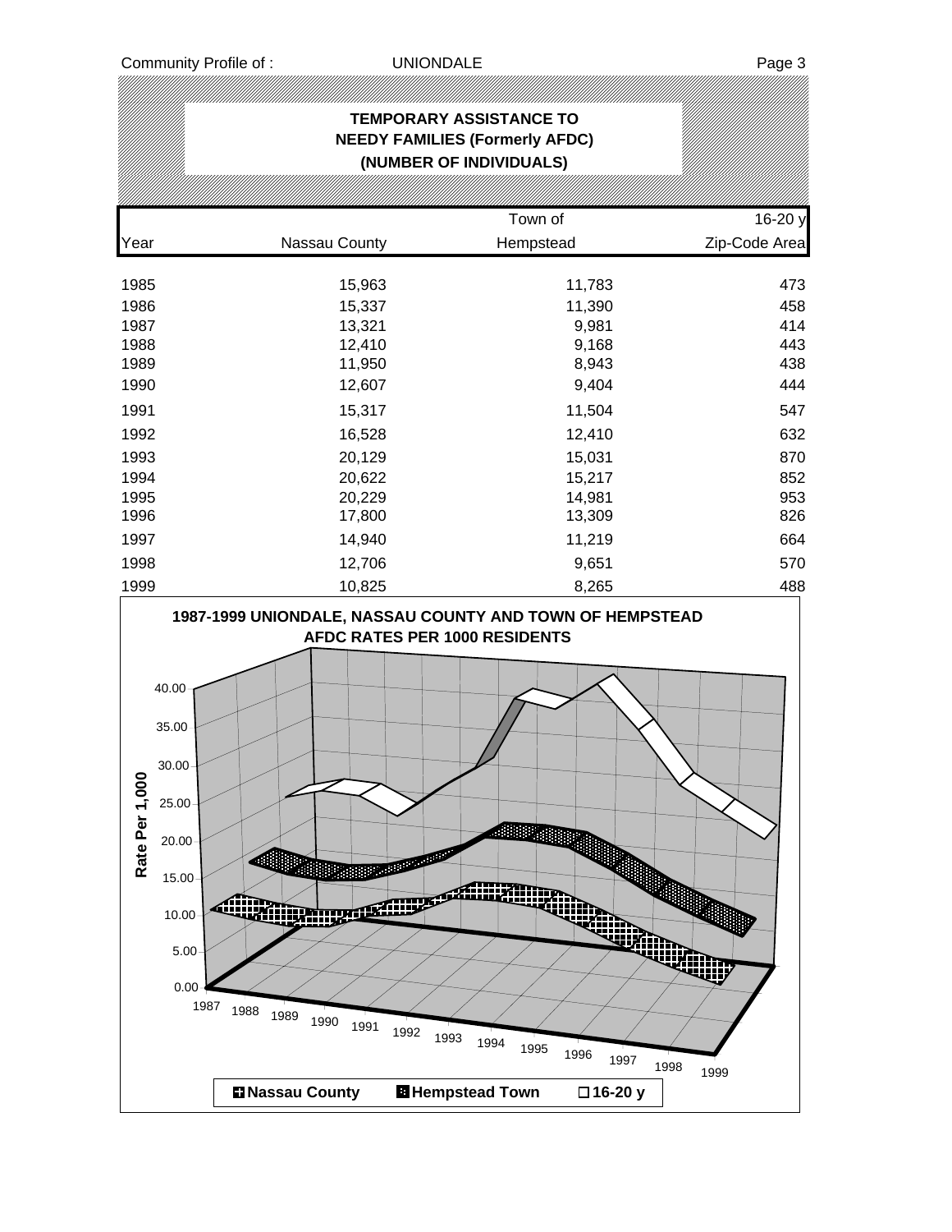## TEMPORARY ASSISTANCE TO NEEDY FAMILIES (Formerly AFDC) (NUMBER OF INDIVIDUALS)

| Year | Nassau County | Town of Hempstead | 16-20 y Zip-Code Area |
|---|---|---|---|
| 1985 | 15,963 | 11,783 | 473 |
| 1986 | 15,337 | 11,390 | 458 |
| 1987 | 13,321 | 9,981 | 414 |
| 1988 | 12,410 | 9,168 | 443 |
| 1989 | 11,950 | 8,943 | 438 |
| 1990 | 12,607 | 9,404 | 444 |
| 1991 | 15,317 | 11,504 | 547 |
| 1992 | 16,528 | 12,410 | 632 |
| 1993 | 20,129 | 15,031 | 870 |
| 1994 | 20,622 | 15,217 | 852 |
| 1995 | 20,229 | 14,981 | 953 |
| 1996 | 17,800 | 13,309 | 826 |
| 1997 | 14,940 | 11,219 | 664 |
| 1998 | 12,706 | 9,651 | 570 |
| 1999 | 10,825 | 8,265 | 488 |

**1987-1999 UNIONDALE, NASSAU COUNTY AND TOWN OF HEMPSTEAD AFDC RATES PER 1000 RESIDENTS**

Rate Per 1,000

Legend: Nassau County, Hempstead Town, 16-20 y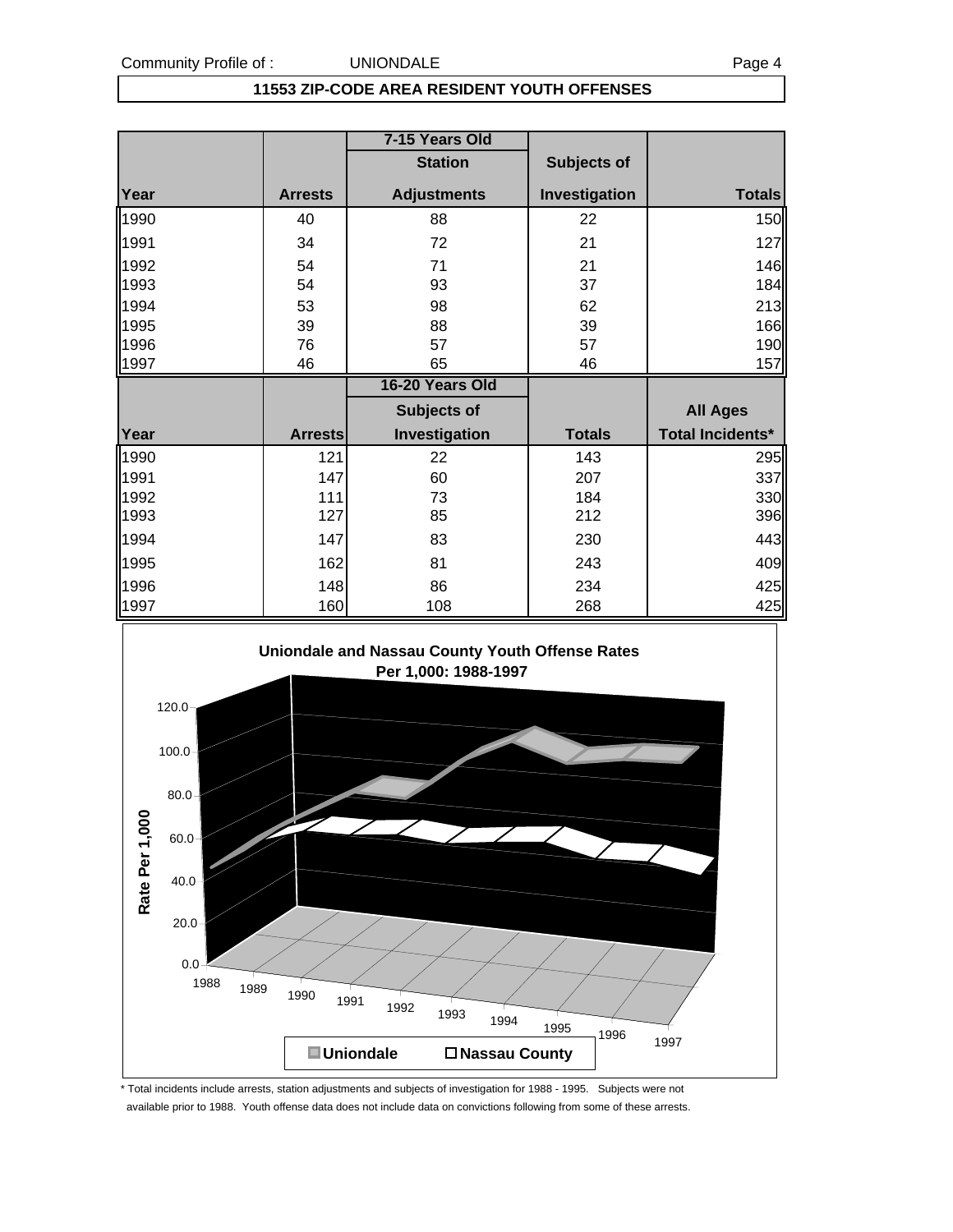## 11553 ZIP-CODE AREA RESIDENT YOUTH OFFENSES

| | | 7-15 Years Old | | |
|---|---|---|---|---|
| | | Station | Subjects of | |
| Year | Arrests | Adjustments | Investigation | Totals |
| 1990 | 40 | 88 | 22 | 150 |
| 1991 | 34 | 72 | 21 | 127 |
| 1992 | 54 | 71 | 21 | 146 |
| 1993 | 54 | 93 | 37 | 184 |
| 1994 | 53 | 98 | 62 | 213 |
| 1995 | 39 | 88 | 39 | 166 |
| 1996 | 76 | 57 | 57 | 190 |
| 1997 | 46 | 65 | 46 | 157 |

| | | 16-20 Years Old | | |
|---|---|---|---|---|
| | | Subjects of | | All Ages |
| Year | Arrests | Investigation | Totals | Total Incidents* |
| 1990 | 121 | 22 | 143 | 295 |
| 1991 | 147 | 60 | 207 | 337 |
| 1992 | 111 | 73 | 184 | 330 |
| 1993 | 127 | 85 | 212 | 396 |
| 1994 | 147 | 83 | 230 | 443 |
| 1995 | 162 | 81 | 243 | 409 |
| 1996 | 148 | 86 | 234 | 425 |
| 1997 | 160 | 108 | 268 | 425 |

**Uniondale and Nassau County Youth Offense Rates Per 1,000: 1988-1997**

\* Total incidents include arrests, station adjustments and subjects of investigation for 1988 - 1995. Subjects were not available prior to 1988. Youth offense data does not include data on convictions following from some of these arrests.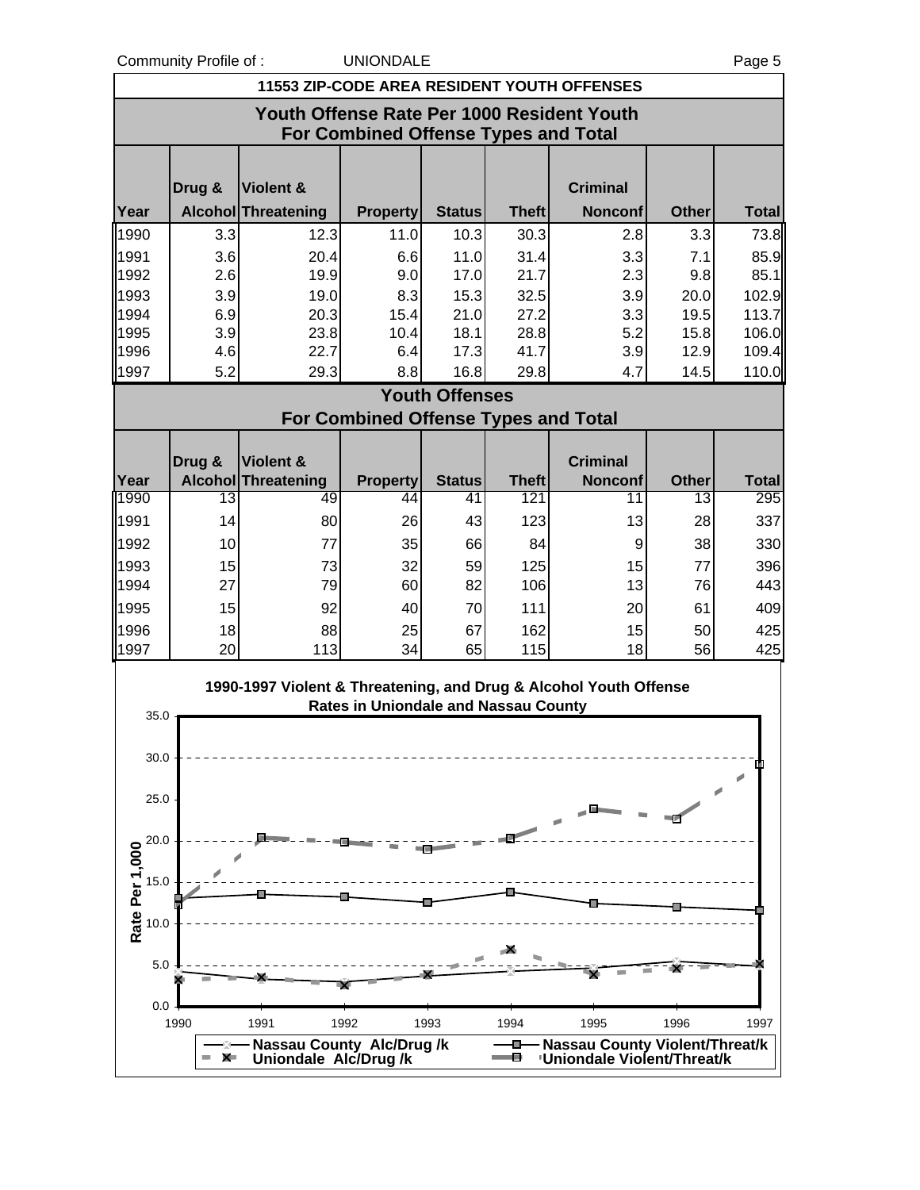## 11553 ZIP-CODE AREA RESIDENT YOUTH OFFENSES

### Youth Offense Rate Per 1000 Resident Youth For Combined Offense Types and Total

| Year | Drug & Alcohol | Violent & Threatening | Property | Status | Theft | Criminal Nonconf | Other | Total |
|---|---|---|---|---|---|---|---|---|
| 1990 | 3.3 | 12.3 | 11.0 | 10.3 | 30.3 | 2.8 | 3.3 | 73.8 |
| 1991 | 3.6 | 20.4 | 6.6 | 11.0 | 31.4 | 3.3 | 7.1 | 85.9 |
| 1992 | 2.6 | 19.9 | 9.0 | 17.0 | 21.7 | 2.3 | 9.8 | 85.1 |
| 1993 | 3.9 | 19.0 | 8.3 | 15.3 | 32.5 | 3.9 | 20.0 | 102.9 |
| 1994 | 6.9 | 20.3 | 15.4 | 21.0 | 27.2 | 3.3 | 19.5 | 113.7 |
| 1995 | 3.9 | 23.8 | 10.4 | 18.1 | 28.8 | 5.2 | 15.8 | 106.0 |
| 1996 | 4.6 | 22.7 | 6.4 | 17.3 | 41.7 | 3.9 | 12.9 | 109.4 |
| 1997 | 5.2 | 29.3 | 8.8 | 16.8 | 29.8 | 4.7 | 14.5 | 110.0 |

### Youth Offenses For Combined Offense Types and Total

| Year | Drug & Alcohol | Violent & Threatening | Property | Status | Theft | Criminal Nonconf | Other | Total |
|---|---|---|---|---|---|---|---|---|
| 1990 | 13 | 49 | 44 | 41 | 121 | 11 | 13 | 295 |
| 1991 | 14 | 80 | 26 | 43 | 123 | 13 | 28 | 337 |
| 1992 | 10 | 77 | 35 | 66 | 84 | 9 | 38 | 330 |
| 1993 | 15 | 73 | 32 | 59 | 125 | 15 | 77 | 396 |
| 1994 | 27 | 79 | 60 | 82 | 106 | 13 | 76 | 443 |
| 1995 | 15 | 92 | 40 | 70 | 111 | 20 | 61 | 409 |
| 1996 | 18 | 88 | 25 | 67 | 162 | 15 | 50 | 425 |
| 1997 | 20 | 113 | 34 | 65 | 115 | 18 | 56 | 425 |

**1990-1997 Violent & Threatening, and Drug & Alcohol Youth Offense Rates in Uniondale and Nassau County**

Rate Per 1,000

Legend: Nassau County Alc/Drug /k; Uniondale Alc/Drug /k; Nassau County Violent/Threat/k; Uniondale Violent/Threat/k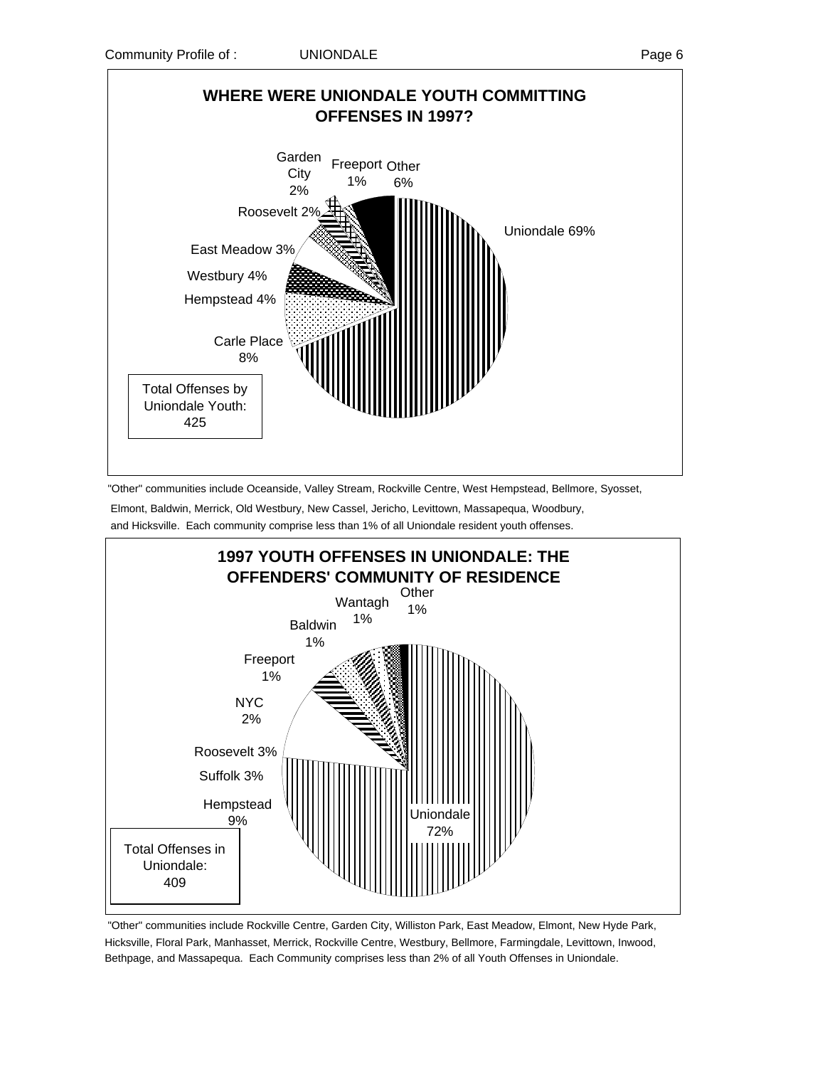## WHERE WERE UNIONDALE YOUTH COMMITTING OFFENSES IN 1997?

| Community | Percent |
| --- | --- |
| Uniondale | 69% |
| Carle Place | 8% |
| Hempstead | 4% |
| Westbury | 4% |
| East Meadow | 3% |
| Roosevelt | 2% |
| Garden City | 2% |
| Freeport | 1% |
| Other | 6% |

Total Offenses by Uniondale Youth: 425

"Other" communities include Oceanside, Valley Stream, Rockville Centre, West Hempstead, Bellmore, Syosset, Elmont, Baldwin, Merrick, Old Westbury, New Cassel, Jericho, Levittown, Massapequa, Woodbury, and Hicksville. Each community comprise less than 1% of all Uniondale resident youth offenses.

## 1997 YOUTH OFFENSES IN UNIONDALE: THE OFFENDERS' COMMUNITY OF RESIDENCE

| Community | Percent |
| --- | --- |
| Uniondale | 72% |
| Hempstead | 9% |
| Suffolk | 3% |
| Roosevelt | 3% |
| NYC | 2% |
| Freeport | 1% |
| Baldwin | 1% |
| Wantagh | 1% |
| Other | 1% |

Total Offenses in Uniondale: 409

"Other" communities include Rockville Centre, Garden City, Williston Park, East Meadow, Elmont, New Hyde Park, Hicksville, Floral Park, Manhasset, Merrick, Rockville Centre, Westbury, Bellmore, Farmingdale, Levittown, Inwood, Bethpage, and Massapequa. Each Community comprises less than 2% of all Youth Offenses in Uniondale.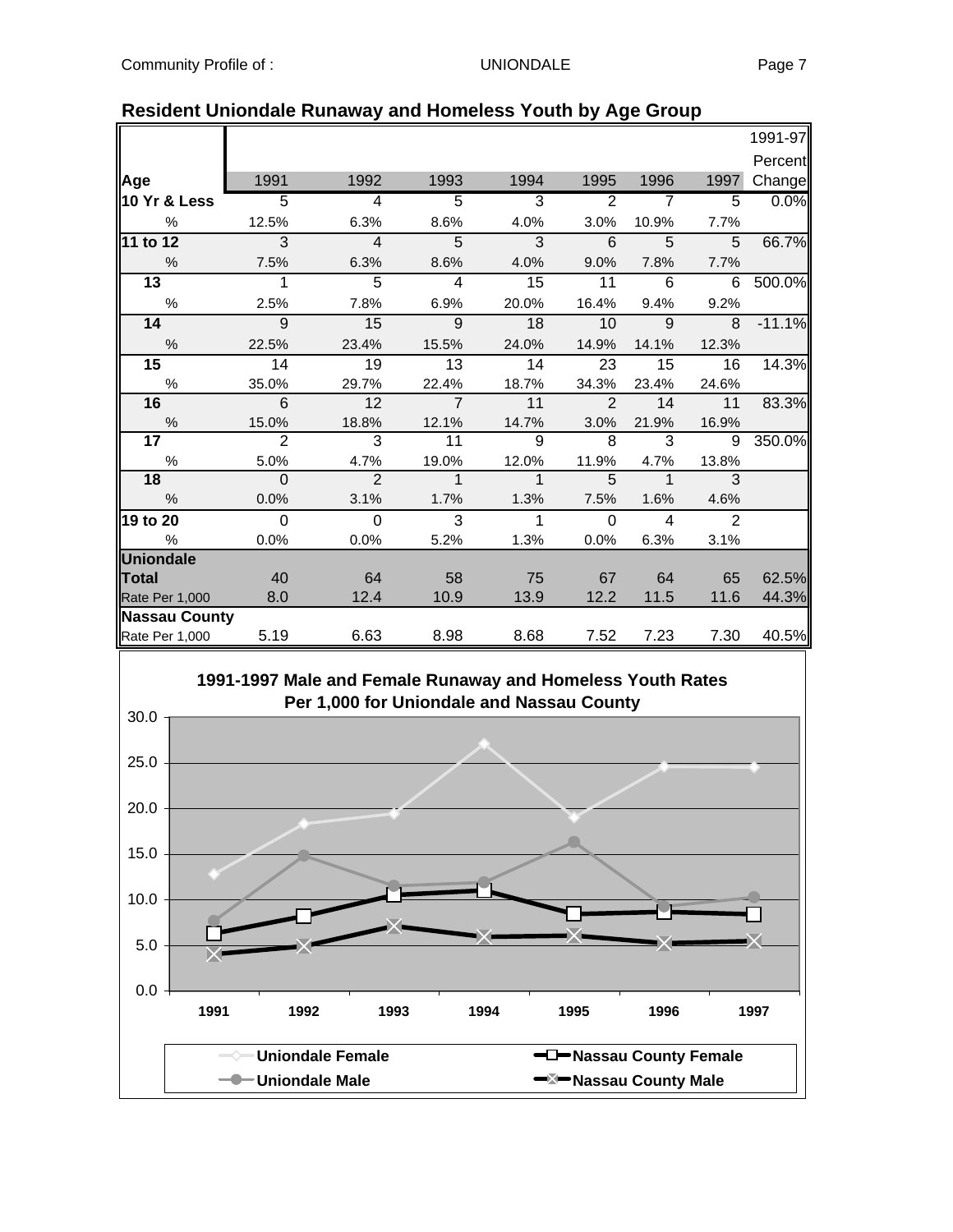## Resident Uniondale Runaway and Homeless Youth by Age Group

| Age | 1991 | 1992 | 1993 | 1994 | 1995 | 1996 | 1997 | 1991-97 Percent Change |
|---|---|---|---|---|---|---|---|---|
| **10 Yr & Less** | 5 | 4 | 5 | 3 | 2 | 7 | 5 | 0.0% |
| % | 12.5% | 6.3% | 8.6% | 4.0% | 3.0% | 10.9% | 7.7% | |
| **11 to 12** | 3 | 4 | 5 | 3 | 6 | 5 | 5 | 66.7% |
| % | 7.5% | 6.3% | 8.6% | 4.0% | 9.0% | 7.8% | 7.7% | |
| **13** | 1 | 5 | 4 | 15 | 11 | 6 | 6 | 500.0% |
| % | 2.5% | 7.8% | 6.9% | 20.0% | 16.4% | 9.4% | 9.2% | |
| **14** | 9 | 15 | 9 | 18 | 10 | 9 | 8 | -11.1% |
| % | 22.5% | 23.4% | 15.5% | 24.0% | 14.9% | 14.1% | 12.3% | |
| **15** | 14 | 19 | 13 | 14 | 23 | 15 | 16 | 14.3% |
| % | 35.0% | 29.7% | 22.4% | 18.7% | 34.3% | 23.4% | 24.6% | |
| **16** | 6 | 12 | 7 | 11 | 2 | 14 | 11 | 83.3% |
| % | 15.0% | 18.8% | 12.1% | 14.7% | 3.0% | 21.9% | 16.9% | |
| **17** | 2 | 3 | 11 | 9 | 8 | 3 | 9 | 350.0% |
| % | 5.0% | 4.7% | 19.0% | 12.0% | 11.9% | 4.7% | 13.8% | |
| **18** | 0 | 2 | 1 | 1 | 5 | 1 | 3 | |
| % | 0.0% | 3.1% | 1.7% | 1.3% | 7.5% | 1.6% | 4.6% | |
| **19 to 20** | 0 | 0 | 3 | 1 | 0 | 4 | 2 | |
| % | 0.0% | 0.0% | 5.2% | 1.3% | 0.0% | 6.3% | 3.1% | |
| **Uniondale** | | | | | | | | |
| **Total** | 40 | 64 | 58 | 75 | 67 | 64 | 65 | 62.5% |
| Rate Per 1,000 | 8.0 | 12.4 | 10.9 | 13.9 | 12.2 | 11.5 | 11.6 | 44.3% |
| **Nassau County** | | | | | | | | |
| Rate Per 1,000 | 5.19 | 6.63 | 8.98 | 8.68 | 7.52 | 7.23 | 7.30 | 40.5% |

**1991-1997 Male and Female Runaway and Homeless Youth Rates Per 1,000 for Uniondale and Nassau County**

Legend: Uniondale Female; Uniondale Male; Nassau County Female; Nassau County Male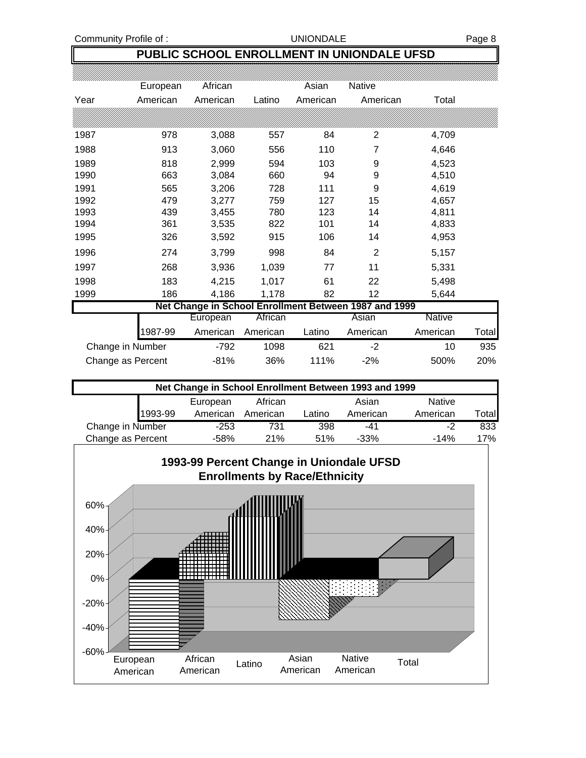## PUBLIC SCHOOL ENROLLMENT IN UNIONDALE UFSD

| Year | European American | African American | Latino | Asian American | Native American | Total |
|---|---|---|---|---|---|---|
| 1987 | 978 | 3,088 | 557 | 84 | 2 | 4,709 |
| 1988 | 913 | 3,060 | 556 | 110 | 7 | 4,646 |
| 1989 | 818 | 2,999 | 594 | 103 | 9 | 4,523 |
| 1990 | 663 | 3,084 | 660 | 94 | 9 | 4,510 |
| 1991 | 565 | 3,206 | 728 | 111 | 9 | 4,619 |
| 1992 | 479 | 3,277 | 759 | 127 | 15 | 4,657 |
| 1993 | 439 | 3,455 | 780 | 123 | 14 | 4,811 |
| 1994 | 361 | 3,535 | 822 | 101 | 14 | 4,833 |
| 1995 | 326 | 3,592 | 915 | 106 | 14 | 4,953 |
| 1996 | 274 | 3,799 | 998 | 84 | 2 | 5,157 |
| 1997 | 268 | 3,936 | 1,039 | 77 | 11 | 5,331 |
| 1998 | 183 | 4,215 | 1,017 | 61 | 22 | 5,498 |
| 1999 | 186 | 4,186 | 1,178 | 82 | 12 | 5,644 |

### Net Change in School Enrollment Between 1987 and 1999

| 1987-99 | European American | African American | Latino | Asian American | Native American | Total |
|---|---|---|---|---|---|---|
| Change in Number | -792 | 1098 | 621 | -2 | 10 | 935 |
| Change as Percent | -81% | 36% | 111% | -2% | 500% | 20% |

### Net Change in School Enrollment Between 1993 and 1999

| 1993-99 | European American | African American | Latino | Asian American | Native American | Total |
|---|---|---|---|---|---|---|
| Change in Number | -253 | 731 | 398 | -41 | -2 | 833 |
| Change as Percent | -58% | 21% | 51% | -33% | -14% | 17% |

### 1993-99 Percent Change in Uniondale UFSD Enrollments by Race/Ethnicity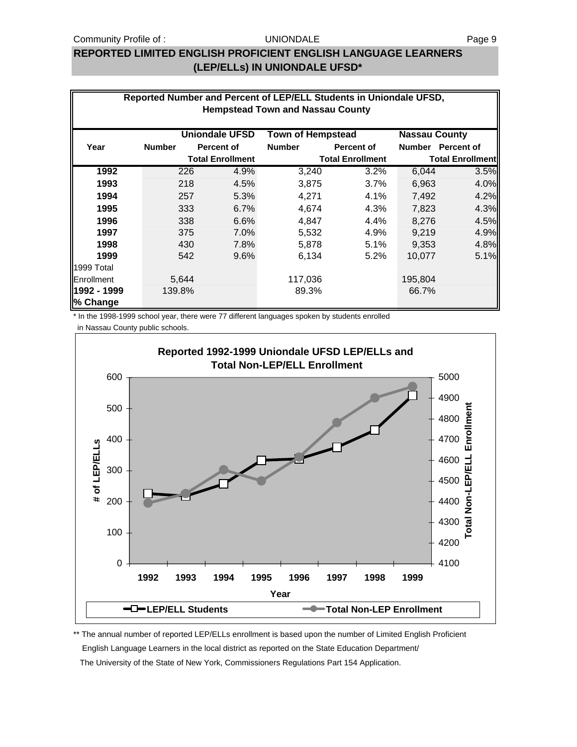## REPORTED LIMITED ENGLISH PROFICIENT ENGLISH LANGUAGE LEARNERS (LEP/ELLs) IN UNIONDALE UFSD*

**Reported Number and Percent of LEP/ELL Students in Uniondale UFSD, Hempstead Town and Nassau County**

| Year | Uniondale UFSD Number | Uniondale UFSD Percent of Total Enrollment | Town of Hempstead Number | Town of Hempstead Percent of Total Enrollment | Nassau County Number | Nassau County Percent of Total Enrollment |
|---|---|---|---|---|---|---|
| **1992** | 226 | 4.9% | 3,240 | 3.2% | 6,044 | 3.5% |
| **1993** | 218 | 4.5% | 3,875 | 3.7% | 6,963 | 4.0% |
| **1994** | 257 | 5.3% | 4,271 | 4.1% | 7,492 | 4.2% |
| **1995** | 333 | 6.7% | 4,674 | 4.3% | 7,823 | 4.3% |
| **1996** | 338 | 6.6% | 4,847 | 4.4% | 8,276 | 4.5% |
| **1997** | 375 | 7.0% | 5,532 | 4.9% | 9,219 | 4.9% |
| **1998** | 430 | 7.8% | 5,878 | 5.1% | 9,353 | 4.8% |
| **1999** | 542 | 9.6% | 6,134 | 5.2% | 10,077 | 5.1% |
| 1999 Total Enrollment | 5,644 | | 117,036 | | 195,804 | |
| **1992 - 1999 % Change** | 139.8% | | 89.3% | | 66.7% | |

\* In the 1998-1999 school year, there were 77 different languages spoken by students enrolled in Nassau County public schools.

**Reported 1992-1999 Uniondale UFSD LEP/ELLs and Total Non-LEP/ELL Enrollment**

\*\* The annual number of reported LEP/ELLs enrollment is based upon the number of Limited English Proficient English Language Learners in the local district as reported on the State Education Department/ The University of the State of New York, Commissioners Regulations Part 154 Application.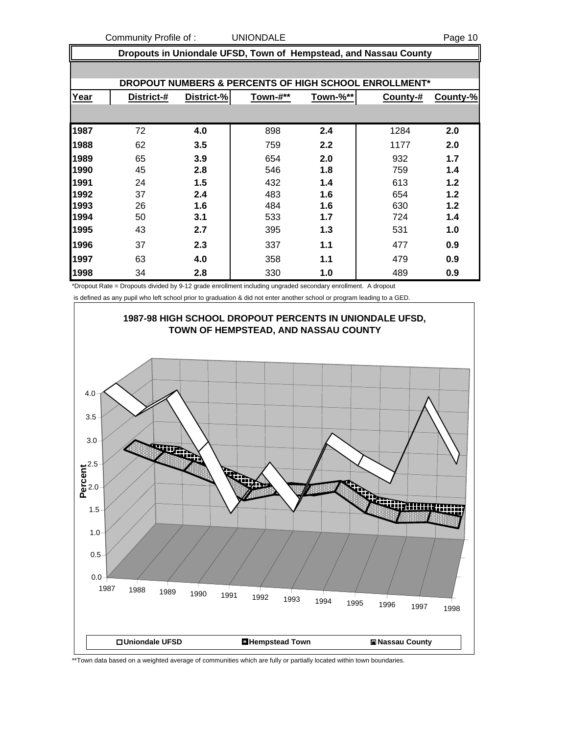## Dropouts in Uniondale UFSD, Town of Hempstead, and Nassau County

### DROPOUT NUMBERS & PERCENTS OF HIGH SCHOOL ENROLLMENT*

| Year | District-# | District-% | Town-#** | Town-%** | County-# | County-% |
|---|---|---|---|---|---|---|
| 1987 | 72 | 4.0 | 898 | 2.4 | 1284 | 2.0 |
| 1988 | 62 | 3.5 | 759 | 2.2 | 1177 | 2.0 |
| 1989 | 65 | 3.9 | 654 | 2.0 | 932 | 1.7 |
| 1990 | 45 | 2.8 | 546 | 1.8 | 759 | 1.4 |
| 1991 | 24 | 1.5 | 432 | 1.4 | 613 | 1.2 |
| 1992 | 37 | 2.4 | 483 | 1.6 | 654 | 1.2 |
| 1993 | 26 | 1.6 | 484 | 1.6 | 630 | 1.2 |
| 1994 | 50 | 3.1 | 533 | 1.7 | 724 | 1.4 |
| 1995 | 43 | 2.7 | 395 | 1.3 | 531 | 1.0 |
| 1996 | 37 | 2.3 | 337 | 1.1 | 477 | 0.9 |
| 1997 | 63 | 4.0 | 358 | 1.1 | 479 | 0.9 |
| 1998 | 34 | 2.8 | 330 | 1.0 | 489 | 0.9 |

*Dropout Rate = Dropouts divided by 9-12 grade enrollment including ungraded secondary enrollment. A dropout is defined as any pupil who left school prior to graduation & did not enter another school or program leading to a GED.

**1987-98 HIGH SCHOOL DROPOUT PERCENTS IN UNIONDALE UFSD, TOWN OF HEMPSTEAD, AND NASSAU COUNTY**

Uniondale UFSD | Hempstead Town | Nassau County

**Town data based on a weighted average of communities which are fully or partially located within town boundaries.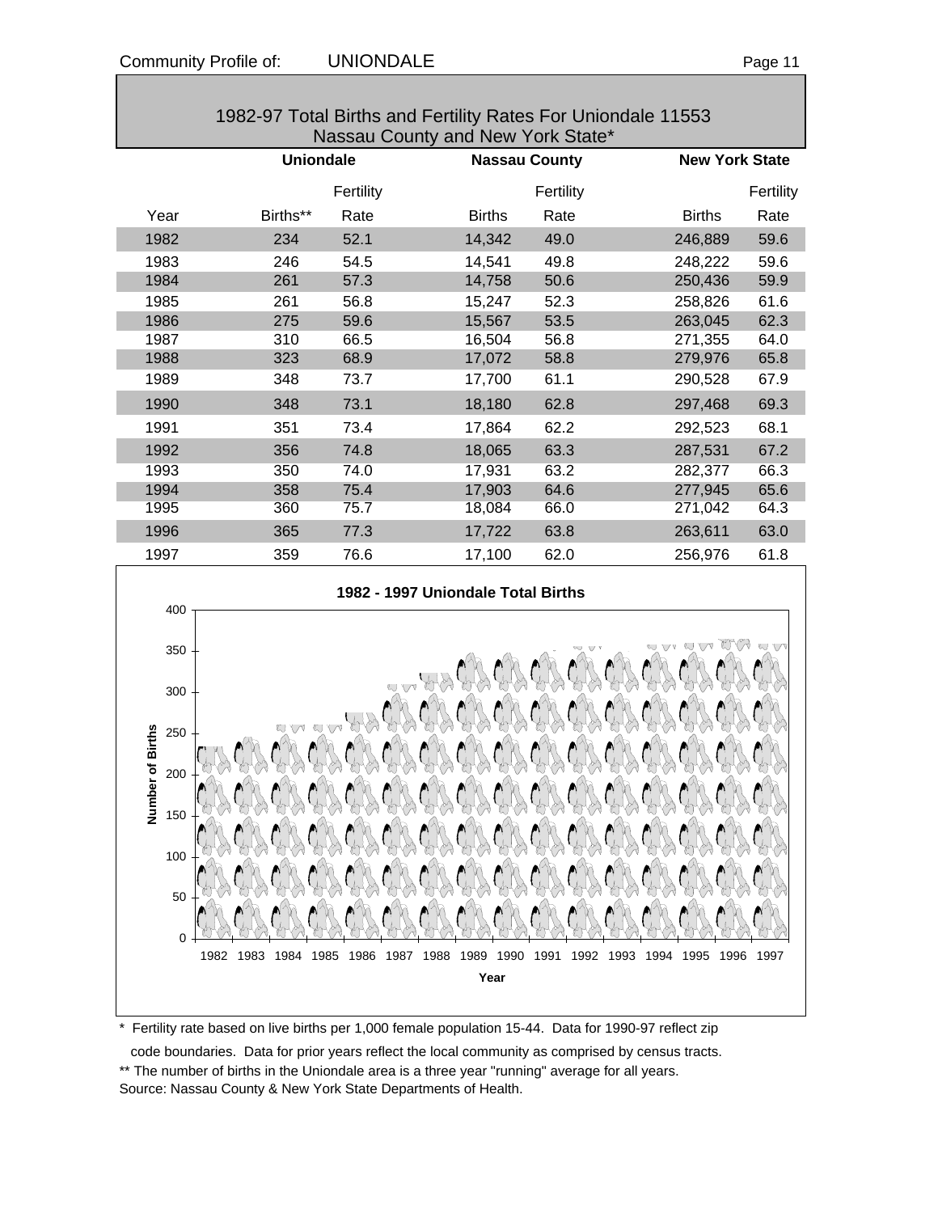Community Profile of: UNIONDALE

## 1982-97 Total Births and Fertility Rates For Uniondale 11553 Nassau County and New York State*

| | Uniondale | | Nassau County | | New York State | |
|---|---|---|---|---|---|---|
| Year | Births** | Fertility Rate | Births | Fertility Rate | Births | Fertility Rate |
| 1982 | 234 | 52.1 | 14,342 | 49.0 | 246,889 | 59.6 |
| 1983 | 246 | 54.5 | 14,541 | 49.8 | 248,222 | 59.6 |
| 1984 | 261 | 57.3 | 14,758 | 50.6 | 250,436 | 59.9 |
| 1985 | 261 | 56.8 | 15,247 | 52.3 | 258,826 | 61.6 |
| 1986 | 275 | 59.6 | 15,567 | 53.5 | 263,045 | 62.3 |
| 1987 | 310 | 66.5 | 16,504 | 56.8 | 271,355 | 64.0 |
| 1988 | 323 | 68.9 | 17,072 | 58.8 | 279,976 | 65.8 |
| 1989 | 348 | 73.7 | 17,700 | 61.1 | 290,528 | 67.9 |
| 1990 | 348 | 73.1 | 18,180 | 62.8 | 297,468 | 69.3 |
| 1991 | 351 | 73.4 | 17,864 | 62.2 | 292,523 | 68.1 |
| 1992 | 356 | 74.8 | 18,065 | 63.3 | 287,531 | 67.2 |
| 1993 | 350 | 74.0 | 17,931 | 63.2 | 282,377 | 66.3 |
| 1994 | 358 | 75.4 | 17,903 | 64.6 | 277,945 | 65.6 |
| 1995 | 360 | 75.7 | 18,084 | 66.0 | 271,042 | 64.3 |
| 1996 | 365 | 77.3 | 17,722 | 63.8 | 263,611 | 63.0 |
| 1997 | 359 | 76.6 | 17,100 | 62.0 | 256,976 | 61.8 |

**1982 - 1997 Uniondale Total Births**

Number of Births (0–400) by Year (1982–1997)

\* Fertility rate based on live births per 1,000 female population 15-44. Data for 1990-97 reflect zip code boundaries. Data for prior years reflect the local community as comprised by census tracts.

** The number of births in the Uniondale area is a three year "running" average for all years.

Source: Nassau County & New York State Departments of Health.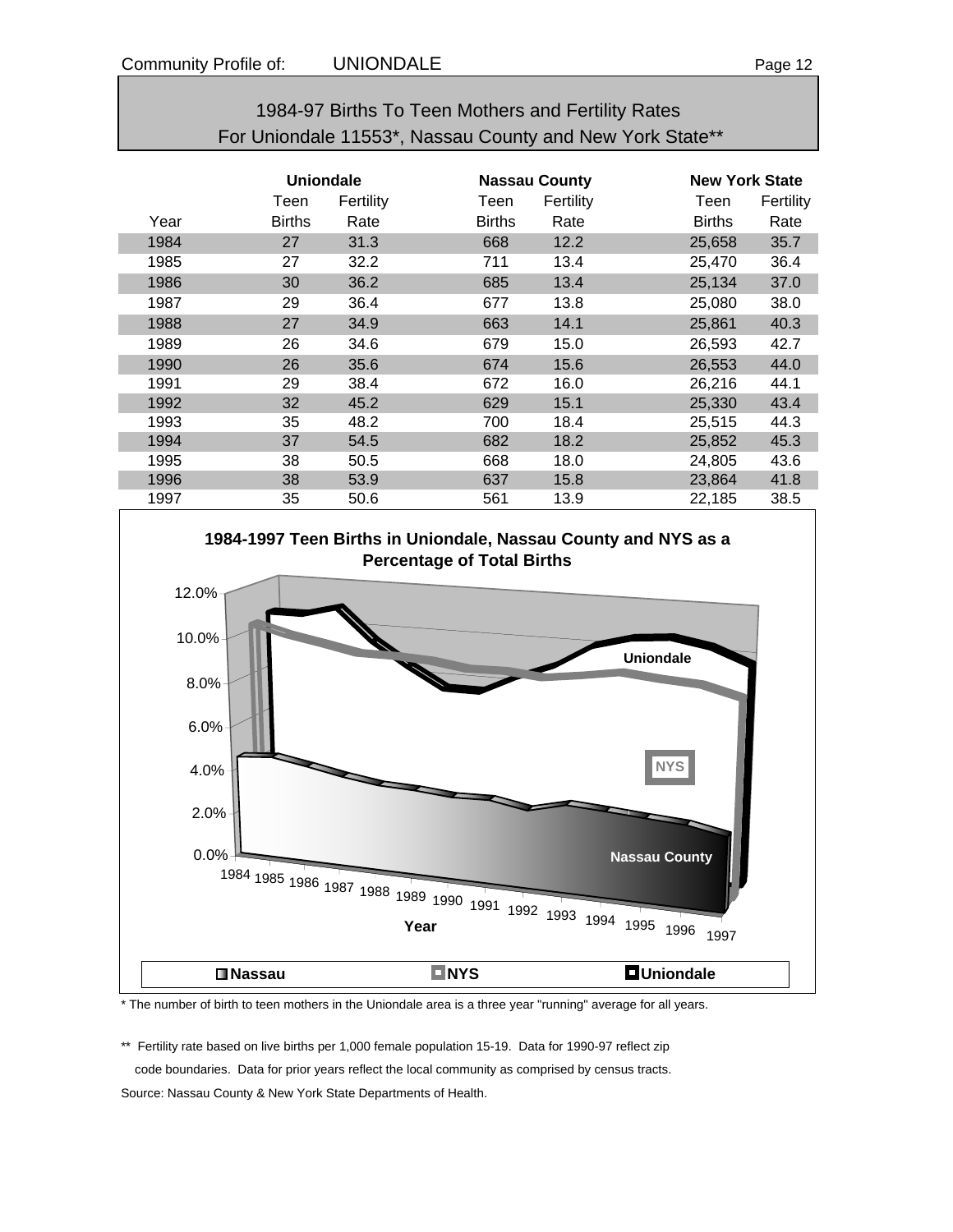Community Profile of: UNIONDALE

## 1984-97 Births To Teen Mothers and Fertility Rates For Uniondale 11553*, Nassau County and New York State**

| | Uniondale | | Nassau County | | New York State | |
|---|---|---|---|---|---|---|
| Year | Teen Births | Fertility Rate | Teen Births | Fertility Rate | Teen Births | Fertility Rate |
| 1984 | 27 | 31.3 | 668 | 12.2 | 25,658 | 35.7 |
| 1985 | 27 | 32.2 | 711 | 13.4 | 25,470 | 36.4 |
| 1986 | 30 | 36.2 | 685 | 13.4 | 25,134 | 37.0 |
| 1987 | 29 | 36.4 | 677 | 13.8 | 25,080 | 38.0 |
| 1988 | 27 | 34.9 | 663 | 14.1 | 25,861 | 40.3 |
| 1989 | 26 | 34.6 | 679 | 15.0 | 26,593 | 42.7 |
| 1990 | 26 | 35.6 | 674 | 15.6 | 26,553 | 44.0 |
| 1991 | 29 | 38.4 | 672 | 16.0 | 26,216 | 44.1 |
| 1992 | 32 | 45.2 | 629 | 15.1 | 25,330 | 43.4 |
| 1993 | 35 | 48.2 | 700 | 18.4 | 25,515 | 44.3 |
| 1994 | 37 | 54.5 | 682 | 18.2 | 25,852 | 45.3 |
| 1995 | 38 | 50.5 | 668 | 18.0 | 24,805 | 43.6 |
| 1996 | 38 | 53.9 | 637 | 15.8 | 23,864 | 41.8 |
| 1997 | 35 | 50.6 | 561 | 13.9 | 22,185 | 38.5 |

**1984-1997 Teen Births in Uniondale, Nassau County and NYS as a Percentage of Total Births**

* The number of birth to teen mothers in the Uniondale area is a three year "running" average for all years.

** Fertility rate based on live births per 1,000 female population 15-19. Data for 1990-97 reflect zip code boundaries. Data for prior years reflect the local community as comprised by census tracts.

Source: Nassau County & New York State Departments of Health.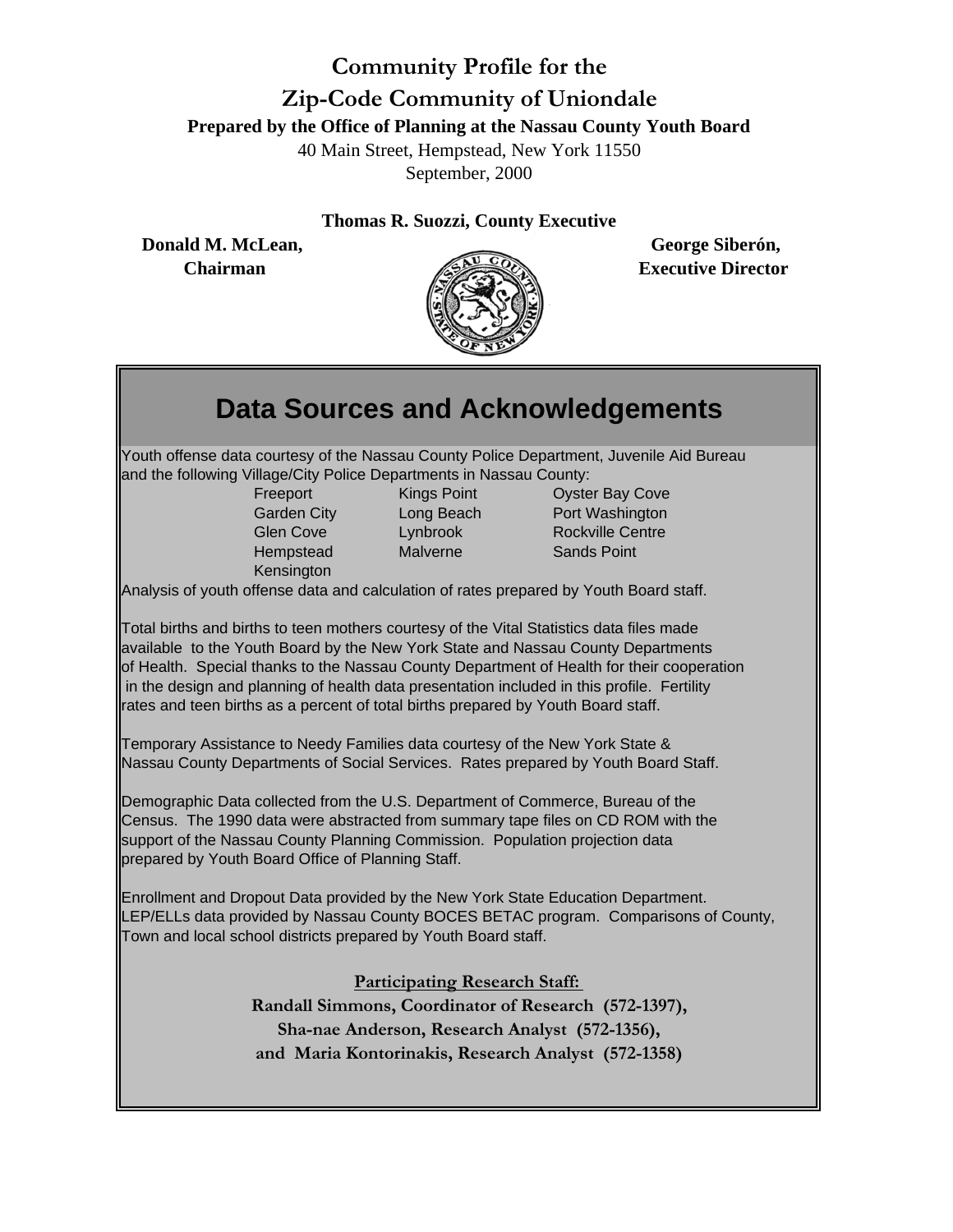# Community Profile for the

# Zip-Code Community of Uniondale

**Prepared by the Office of Planning at the Nassau County Youth Board**

40 Main Street, Hempstead, New York 11550

September, 2000

**Thomas R. Suozzi, County Executive**

**Donald M. McLean, Chairman**

**George Siberón, Executive Director**

## Data Sources and Acknowledgements

Youth offense data courtesy of the Nassau County Police Department, Juvenile Aid Bureau and the following Village/City Police Departments in Nassau County:

| | | |
|---|---|---|
| Freeport | Kings Point | Oyster Bay Cove |
| Garden City | Long Beach | Port Washington |
| Glen Cove | Lynbrook | Rockville Centre |
| Hempstead | Malverne | Sands Point |
| Kensington | | |

Analysis of youth offense data and calculation of rates prepared by Youth Board staff.

Total births and births to teen mothers courtesy of the Vital Statistics data files made available to the Youth Board by the New York State and Nassau County Departments of Health. Special thanks to the Nassau County Department of Health for their cooperation in the design and planning of health data presentation included in this profile. Fertility rates and teen births as a percent of total births prepared by Youth Board staff.

Temporary Assistance to Needy Families data courtesy of the New York State & Nassau County Departments of Social Services. Rates prepared by Youth Board Staff.

Demographic Data collected from the U.S. Department of Commerce, Bureau of the Census. The 1990 data were abstracted from summary tape files on CD ROM with the support of the Nassau County Planning Commission. Population projection data prepared by Youth Board Office of Planning Staff.

Enrollment and Dropout Data provided by the New York State Education Department. LEP/ELLs data provided by Nassau County BOCES BETAC program. Comparisons of County, Town and local school districts prepared by Youth Board staff.

**Participating Research Staff:**

**Randall Simmons, Coordinator of Research (572-1397),**
**Sha-nae Anderson, Research Analyst (572-1356),**
**and Maria Kontorinakis, Research Analyst (572-1358)**